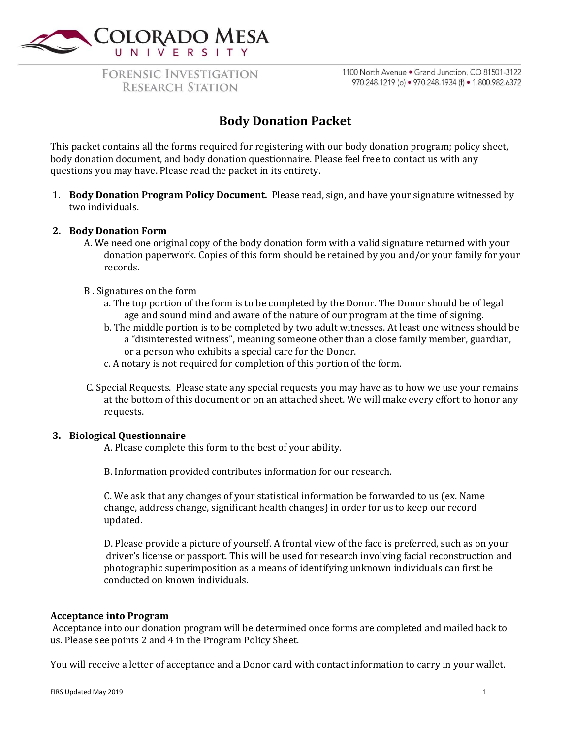COLORADO MESA UNIVERSITY

FORENSIC INVESTIGATION RESEARCH STATION

1100 North Avenue • Grand Junction, CO 81501-3122
970.248.1219 (o) • 970.248.1934 (f) • 1.800.982.6372

# Body Donation Packet

This packet contains all the forms required for registering with our body donation program; policy sheet, body donation document, and body donation questionnaire. Please feel free to contact us with any questions you may have. Please read the packet in its entirety.

1. **Body Donation Program Policy Document.** Please read, sign, and have your signature witnessed by two individuals.

2. **Body Donation Form**
   A. We need one original copy of the body donation form with a valid signature returned with your donation paperwork. Copies of this form should be retained by you and/or your family for your records.

   B . Signatures on the form
   a. The top portion of the form is to be completed by the Donor. The Donor should be of legal age and sound mind and aware of the nature of our program at the time of signing.
   b. The middle portion is to be completed by two adult witnesses. At least one witness should be a "disinterested witness", meaning someone other than a close family member, guardian, or a person who exhibits a special care for the Donor.
   c. A notary is not required for completion of this portion of the form.

   C. Special Requests. Please state any special requests you may have as to how we use your remains at the bottom of this document or on an attached sheet. We will make every effort to honor any requests.

3. **Biological Questionnaire**
   A. Please complete this form to the best of your ability.

   B. Information provided contributes information for our research.

   C. We ask that any changes of your statistical information be forwarded to us (ex. Name change, address change, significant health changes) in order for us to keep our record updated.

   D. Please provide a picture of yourself. A frontal view of the face is preferred, such as on your driver's license or passport. This will be used for research involving facial reconstruction and photographic superimposition as a means of identifying unknown individuals can first be conducted on known individuals.

**Acceptance into Program**
Acceptance into our donation program will be determined once forms are completed and mailed back to us. Please see points 2 and 4 in the Program Policy Sheet.

You will receive a letter of acceptance and a Donor card with contact information to carry in your wallet.

FIRS Updated May 2019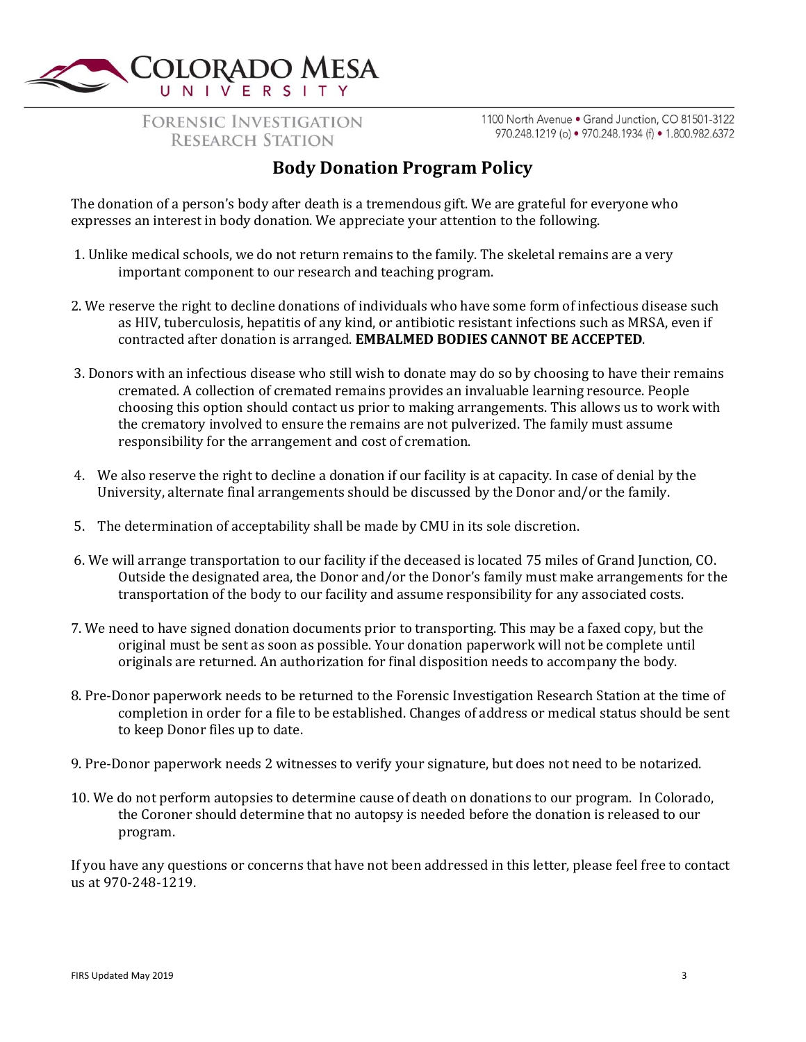COLORADO MESA UNIVERSITY

FORENSIC INVESTIGATION RESEARCH STATION

1100 North Avenue • Grand Junction, CO 81501-3122
970.248.1219 (o) • 970.248.1934 (f) • 1.800.982.6372

# Body Donation Program Policy

The donation of a person's body after death is a tremendous gift. We are grateful for everyone who expresses an interest in body donation. We appreciate your attention to the following.

1. Unlike medical schools, we do not return remains to the family. The skeletal remains are a very important component to our research and teaching program.

2. We reserve the right to decline donations of individuals who have some form of infectious disease such as HIV, tuberculosis, hepatitis of any kind, or antibiotic resistant infections such as MRSA, even if contracted after donation is arranged. **EMBALMED BODIES CANNOT BE ACCEPTED**.

3. Donors with an infectious disease who still wish to donate may do so by choosing to have their remains cremated. A collection of cremated remains provides an invaluable learning resource. People choosing this option should contact us prior to making arrangements. This allows us to work with the crematory involved to ensure the remains are not pulverized. The family must assume responsibility for the arrangement and cost of cremation.

4. We also reserve the right to decline a donation if our facility is at capacity. In case of denial by the University, alternate final arrangements should be discussed by the Donor and/or the family.

5. The determination of acceptability shall be made by CMU in its sole discretion.

6. We will arrange transportation to our facility if the deceased is located 75 miles of Grand Junction, CO. Outside the designated area, the Donor and/or the Donor's family must make arrangements for the transportation of the body to our facility and assume responsibility for any associated costs.

7. We need to have signed donation documents prior to transporting. This may be a faxed copy, but the original must be sent as soon as possible. Your donation paperwork will not be complete until originals are returned. An authorization for final disposition needs to accompany the body.

8. Pre-Donor paperwork needs to be returned to the Forensic Investigation Research Station at the time of completion in order for a file to be established. Changes of address or medical status should be sent to keep Donor files up to date.

9. Pre-Donor paperwork needs 2 witnesses to verify your signature, but does not need to be notarized.

10. We do not perform autopsies to determine cause of death on donations to our program. In Colorado, the Coroner should determine that no autopsy is needed before the donation is released to our program.

If you have any questions or concerns that have not been addressed in this letter, please feel free to contact us at 970-248-1219.

FIRS Updated May 2019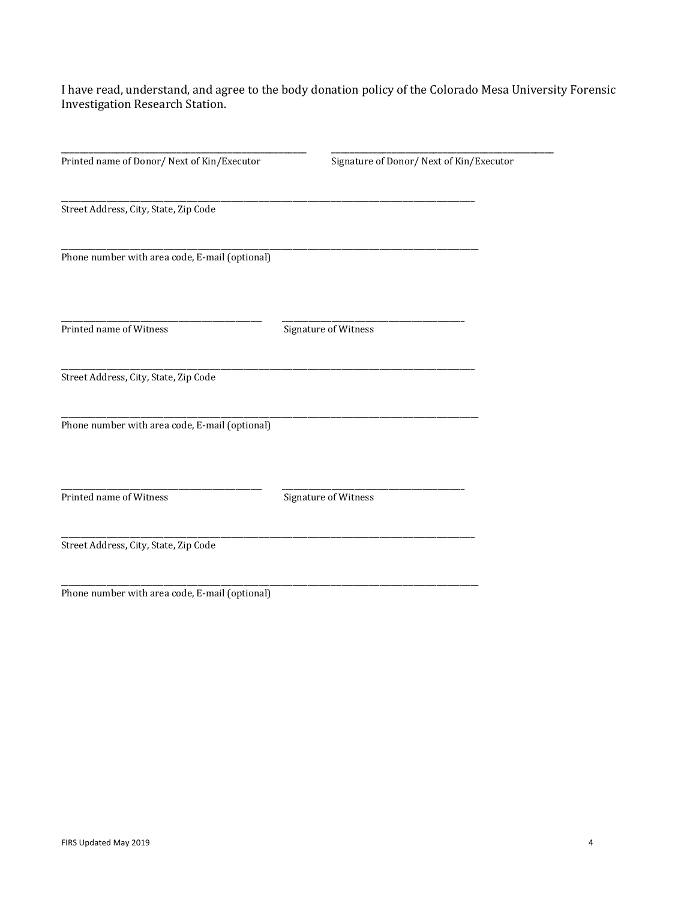I have read, understand, and agree to the body donation policy of the Colorado Mesa University Forensic Investigation Research Station.

______________________________________________ ______________________________________________
Printed name of Donor/ Next of Kin/Executor Signature of Donor/ Next of Kin/Executor

______________________________________________________________________________________________
Street Address, City, State, Zip Code

______________________________________________________________________________________________
Phone number with area code, E-mail (optional)

______________________________________ ______________________________________
Printed name of Witness Signature of Witness

______________________________________________________________________________________________
Street Address, City, State, Zip Code

______________________________________________________________________________________________
Phone number with area code, E-mail (optional)

______________________________________ ______________________________________
Printed name of Witness Signature of Witness

______________________________________________________________________________________________
Street Address, City, State, Zip Code

______________________________________________________________________________________________
Phone number with area code, E-mail (optional)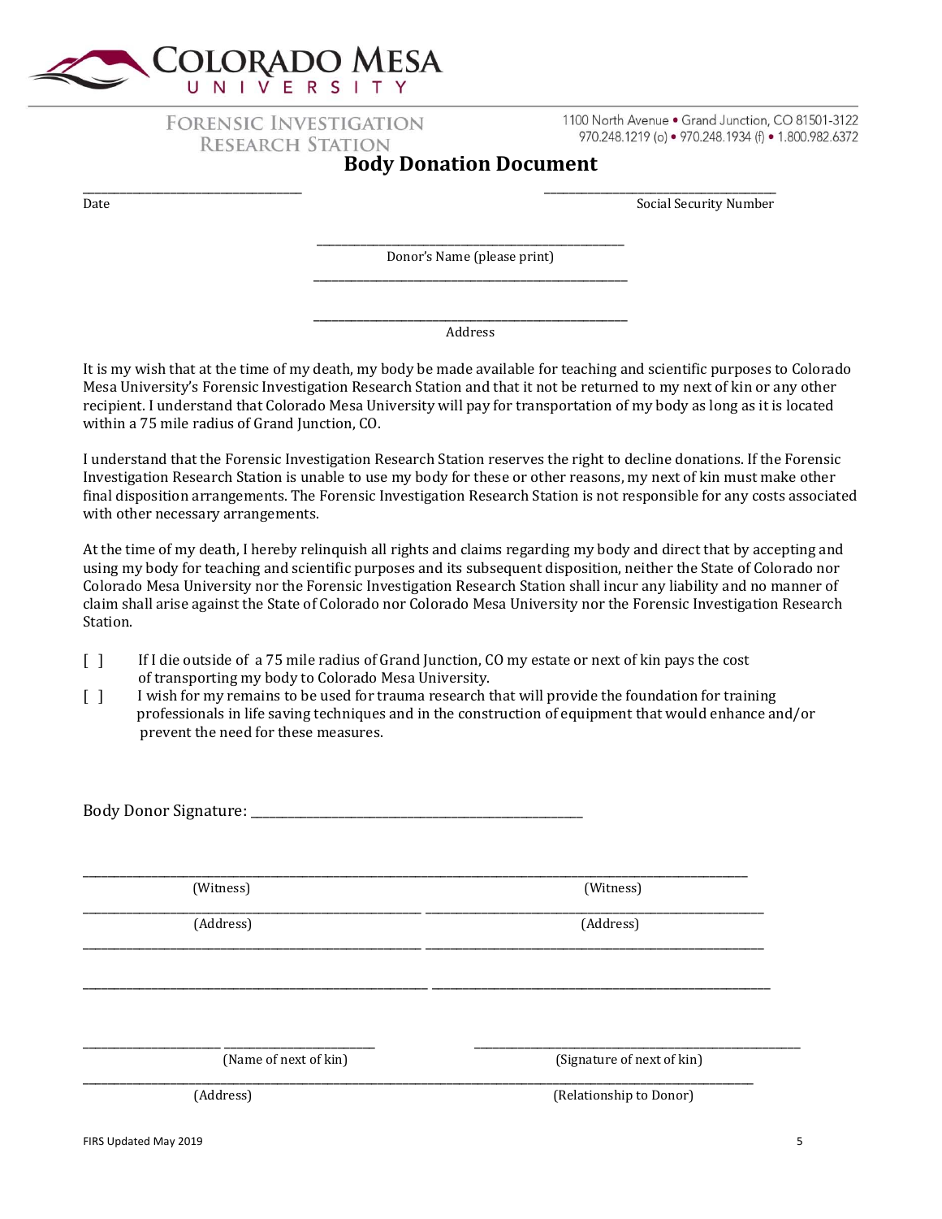COLORADO MESA UNIVERSITY

FORENSIC INVESTIGATION RESEARCH STATION

1100 North Avenue • Grand Junction, CO 81501-3122
970.248.1219 (o) • 970.248.1934 (f) • 1.800.982.6372

# Body Donation Document

_______________________________ Date

_______________________________ Social Security Number

_______________________________ Donor's Name (please print)

_______________________________

_______________________________ Address

It is my wish that at the time of my death, my body be made available for teaching and scientific purposes to Colorado Mesa University's Forensic Investigation Research Station and that it not be returned to my next of kin or any other recipient. I understand that Colorado Mesa University will pay for transportation of my body as long as it is located within a 75 mile radius of Grand Junction, CO.

I understand that the Forensic Investigation Research Station reserves the right to decline donations. If the Forensic Investigation Research Station is unable to use my body for these or other reasons, my next of kin must make other final disposition arrangements. The Forensic Investigation Research Station is not responsible for any costs associated with other necessary arrangements.

At the time of my death, I hereby relinquish all rights and claims regarding my body and direct that by accepting and using my body for teaching and scientific purposes and its subsequent disposition, neither the State of Colorado nor Colorado Mesa University nor the Forensic Investigation Research Station shall incur any liability and no manner of claim shall arise against the State of Colorado nor Colorado Mesa University nor the Forensic Investigation Research Station.

[ ] If I die outside of a 75 mile radius of Grand Junction, CO my estate or next of kin pays the cost of transporting my body to Colorado Mesa University.

[ ] I wish for my remains to be used for trauma research that will provide the foundation for training professionals in life saving techniques and in the construction of equipment that would enhance and/or prevent the need for these measures.

Body Donor Signature: _______________________________

_______________________________ (Witness)

_______________________________ (Witness)

_______________________________ (Address)

_______________________________ (Address)

_______________________________

_______________________________

_______________________________

_______________________________

_______________________________ (Name of next of kin)

_______________________________ (Signature of next of kin)

_______________________________ (Address)

_______________________________ (Relationship to Donor)

FIRS Updated May 2019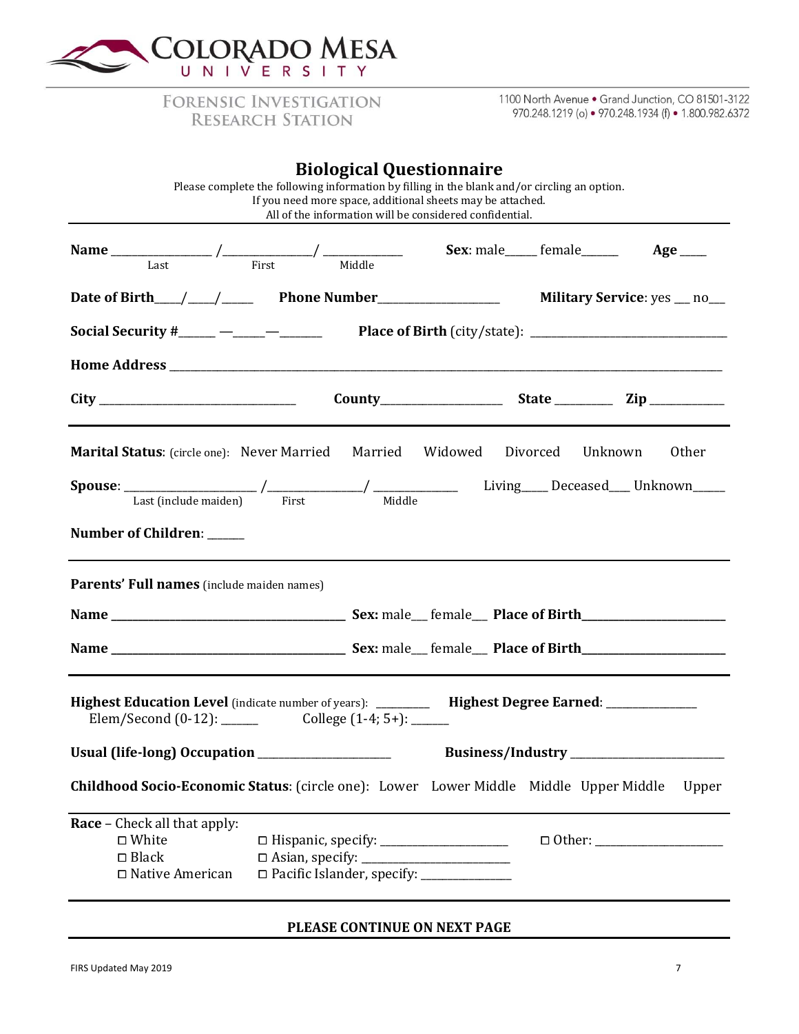COLORADO MESA UNIVERSITY

FORENSIC INVESTIGATION RESEARCH STATION

1100 North Avenue • Grand Junction, CO 81501-3122
970.248.1219 (o) • 970.248.1934 (f) • 1.800.982.6372

# Biological Questionnaire

Please complete the following information by filling in the blank and/or circling an option.
If you need more space, additional sheets may be attached.
All of the information will be considered confidential.

---

**Name** ________________ / ________________ / ______________ **Sex**: male_____ female______ **Age** ____
Last First Middle

**Date of Birth**____/____/_____ **Phone Number**____________________ **Military Service**: yes __ no__

**Social Security #**______ —______—_______ **Place of Birth** (city/state): ________________________________

**Home Address** ____________________________________________________________________________________

**City** _________________________________ **County**____________________ **State** _________ **Zip** ____________

---

**Marital Status**: (circle one): Never Married Married Widowed Divorced Unknown Other

**Spouse**: ______________________ / ________________ / ______________ Living____ Deceased___ Unknown_____
Last (include maiden) First Middle

**Number of Children**: ______

---

**Parents' Full names** (include maiden names)

**Name** ________________________________________ **Sex:** male___ female___ **Place of Birth**________________________

**Name** ________________________________________ **Sex:** male___ female___ **Place of Birth**________________________

---

**Highest Education Level** (indicate number of years): _________ **Highest Degree Earned**: _______________
Elem/Second (0-12): ______ College (1-4; 5+): ______

**Usual (life-long) Occupation** _______________________ **Business/Industry** __________________________

**Childhood Socio-Economic Status**: (circle one): Lower Lower Middle Middle Upper Middle Upper

---

**Race** – Check all that apply:

- ☐ White
- ☐ Black
- ☐ Native American
- ☐ Hispanic, specify: ______________________
- ☐ Asian, specify: _________________________
- ☐ Pacific Islander, specify: _______________
- ☐ Other: ______________________

---

**PLEASE CONTINUE ON NEXT PAGE**

FIRS Updated May 2019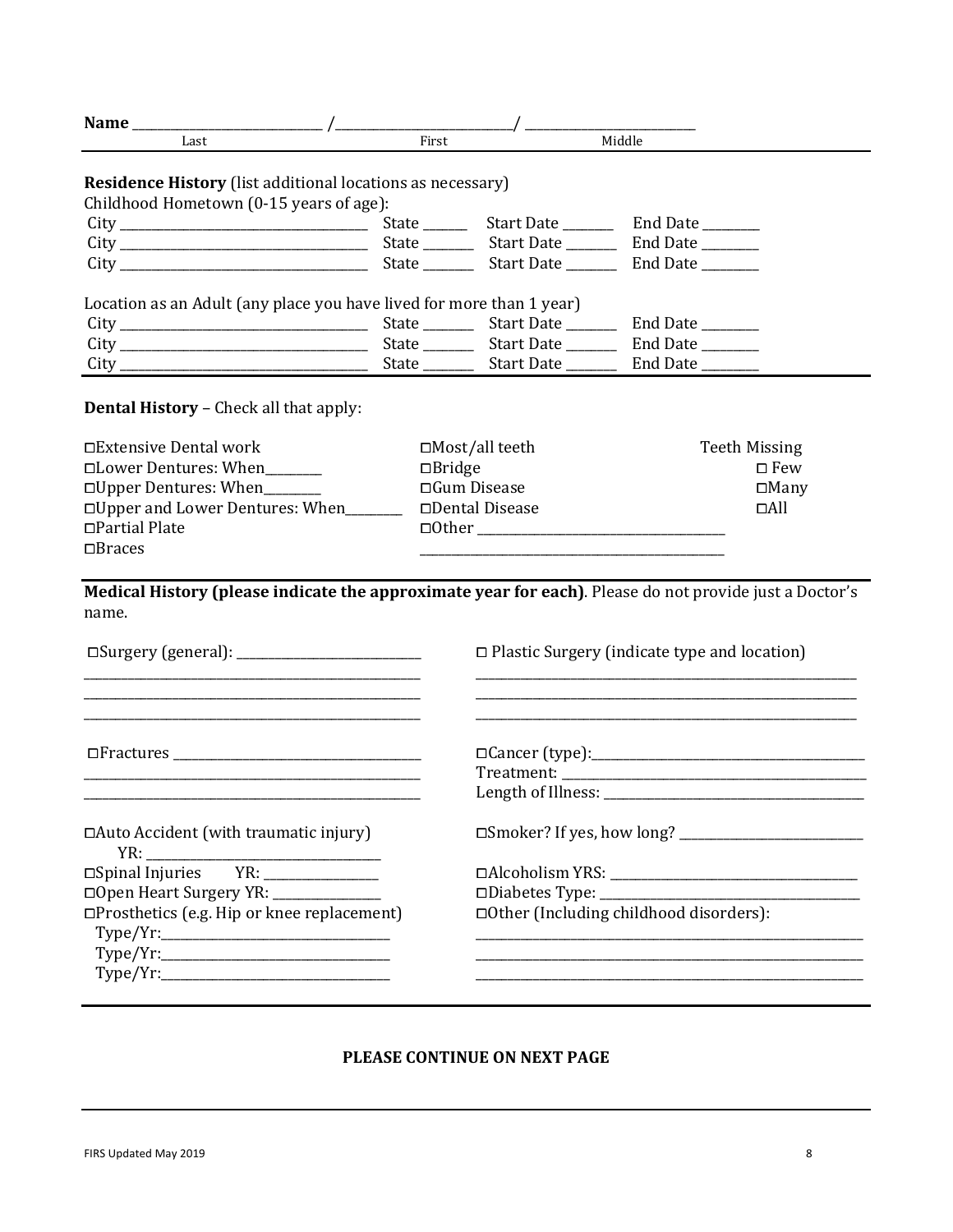**Name** ____________________ / ____________________ / ____________________
Last First Middle

---

**Residence History** (list additional locations as necessary)

Childhood Hometown (0-15 years of age):

City ______________________ State ______ Start Date _______ End Date ________
City ______________________ State _______ Start Date _______ End Date ________
City ______________________ State _______ Start Date _______ End Date ________

Location as an Adult (any place you have lived for more than 1 year)

City ______________________ State _______ Start Date _______ End Date ________
City ______________________ State _______ Start Date _______ End Date ________
City ______________________ State _______ Start Date _______ End Date ________

---

**Dental History** – Check all that apply:

- ☐Extensive Dental work
- ☐Lower Dentures: When________
- ☐Upper Dentures: When________
- ☐Upper and Lower Dentures: When________
- ☐Partial Plate
- ☐Braces

- ☐Most/all teeth
- ☐Bridge
- ☐Gum Disease
- ☐Dental Disease
- ☐Other ______________________
______________________

Teeth Missing

- ☐ Few
- ☐Many
- ☐All

---

**Medical History (please indicate the approximate year for each)**. Please do not provide just a Doctor's name.

☐Surgery (general): ______________________
______________________
______________________
______________________

☐Fractures ______________________
______________________
______________________

☐Auto Accident (with traumatic injury)
YR: ______________________

☐Spinal Injuries YR: ______________

☐Open Heart Surgery YR: ______________

☐Prosthetics (e.g. Hip or knee replacement)
Type/Yr: ______________________
Type/Yr: ______________________
Type/Yr: ______________________

☐ Plastic Surgery (indicate type and location)
______________________
______________________
______________________

☐Cancer (type): ______________________
Treatment: ______________________
Length of Illness: ______________________

☐Smoker? If yes, how long? ______________________

☐Alcoholism YRS: ______________________

☐Diabetes Type: ______________________

☐Other (Including childhood disorders):
______________________
______________________
______________________

---

**PLEASE CONTINUE ON NEXT PAGE**

FIRS Updated May 2019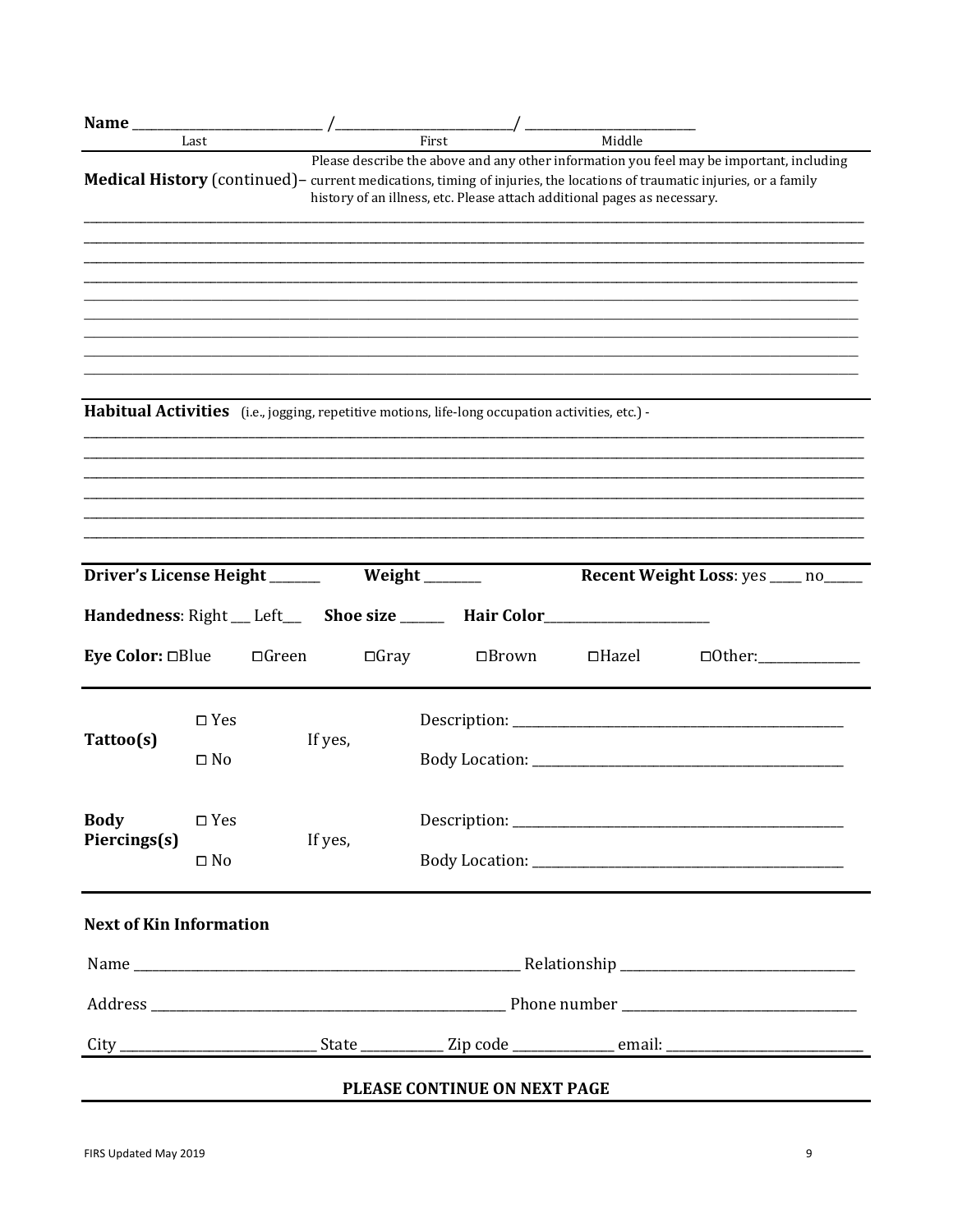**Name** ____________________________ / ____________________________ / ____________________________

Last First Middle

**Medical History** (continued)– Please describe the above and any other information you feel may be important, including current medications, timing of injuries, the locations of traumatic injuries, or a family history of an illness, etc. Please attach additional pages as necessary.

_______________________________________________________________________________________

_______________________________________________________________________________________

_______________________________________________________________________________________

_______________________________________________________________________________________

_______________________________________________________________________________________

_______________________________________________________________________________________

_______________________________________________________________________________________

_______________________________________________________________________________________

_______________________________________________________________________________________

**Habitual Activities** (i.e., jogging, repetitive motions, life-long occupation activities, etc.) -

_______________________________________________________________________________________

_______________________________________________________________________________________

_______________________________________________________________________________________

_______________________________________________________________________________________

_______________________________________________________________________________________

_______________________________________________________________________________________

**Driver's License Height** _______ **Weight** ________ **Recent Weight Loss**: yes _____ no______

**Handedness**: Right ___ Left___ **Shoe size** ______ **Hair Color**________________________

**Eye Color:** ☐Blue ☐Green ☐Gray ☐Brown ☐Hazel ☐Other:_______________

**Tattoo(s)** ☐ Yes ☐ No If yes, Description: ___________________________________________________

Body Location: ________________________________________________

**Body Piercings(s)** ☐ Yes ☐ No If yes, Description: ___________________________________________________

Body Location: ________________________________________________

**Next of Kin Information**

Name _______________________________________________________ Relationship __________________________________

Address ____________________________________________________ Phone number _________________________________

City ____________________________ State ____________ Zip code _______________ email: ____________________________

**PLEASE CONTINUE ON NEXT PAGE**

FIRS Updated May 2019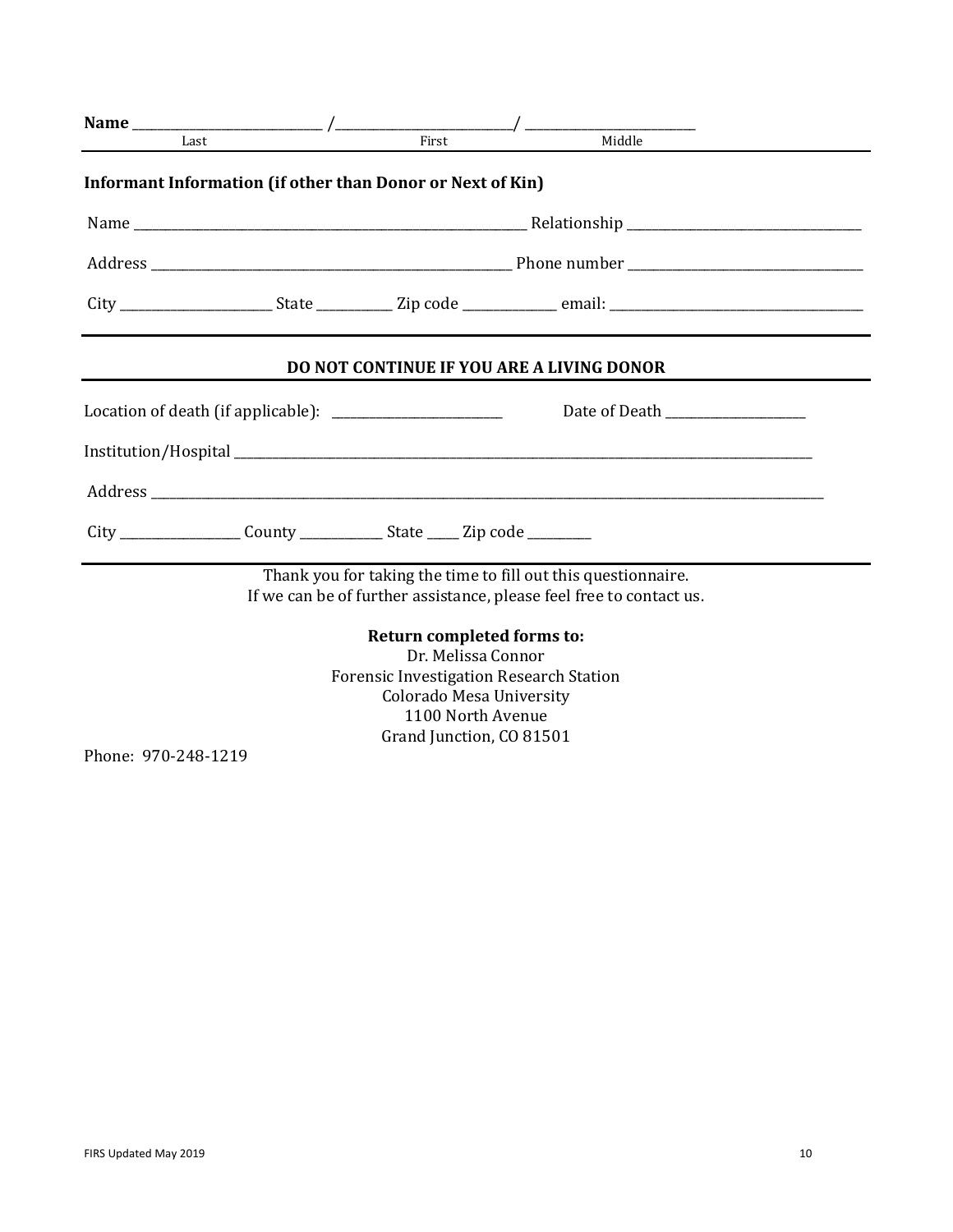**Name** ____________________________ /____________________________/ ___________________________

Last First Middle

**Informant Information (if other than Donor or Next of Kin)**

Name ______________________________________________________________ Relationship ____________________________________

Address _______________________________________________________ Phone number ____________________________________

City ______________________ State ___________ Zip code ______________ email: ______________________________________

**DO NOT CONTINUE IF YOU ARE A LIVING DONOR**

Location of death (if applicable): ___________________________ Date of Death ______________________

Institution/Hospital ______________________________________________________________________________________

Address ________________________________________________________________________________________________

City ___________________ County ______________ State _____ Zip code __________

Thank you for taking the time to fill out this questionnaire.
If we can be of further assistance, please feel free to contact us.

**Return completed forms to:**
Dr. Melissa Connor
Forensic Investigation Research Station
Colorado Mesa University
1100 North Avenue
Grand Junction, CO 81501

Phone: 970-248-1219

FIRS Updated May 2019